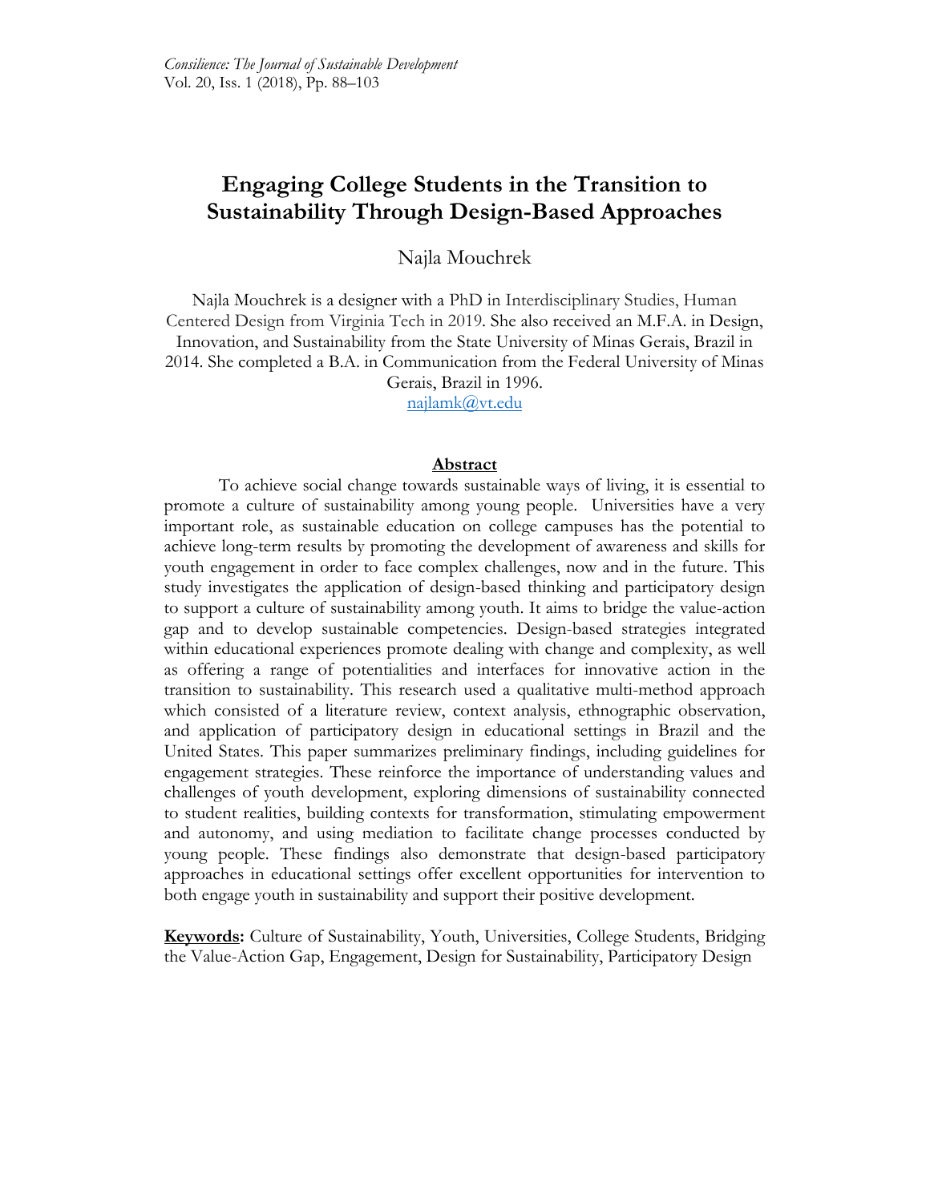# Engaging College Students in the Transition to Sustainability Through Design-Based Approaches

Najla Mouchrek

Najla Mouchrek is a designer with a PhD in Interdisciplinary Studies, Human Centered Design from Virginia Tech in 2019. She also received an M.F.A. in Design, Innovation, and Sustainability from the State University of Minas Gerais, Brazil in 2014. She completed a B.A. in Communication from the Federal University of Minas Gerais, Brazil in 1996.
najlamk@vt.edu

## Abstract

To achieve social change towards sustainable ways of living, it is essential to promote a culture of sustainability among young people. Universities have a very important role, as sustainable education on college campuses has the potential to achieve long-term results by promoting the development of awareness and skills for youth engagement in order to face complex challenges, now and in the future. This study investigates the application of design-based thinking and participatory design to support a culture of sustainability among youth. It aims to bridge the value-action gap and to develop sustainable competencies. Design-based strategies integrated within educational experiences promote dealing with change and complexity, as well as offering a range of potentialities and interfaces for innovative action in the transition to sustainability. This research used a qualitative multi-method approach which consisted of a literature review, context analysis, ethnographic observation, and application of participatory design in educational settings in Brazil and the United States. This paper summarizes preliminary findings, including guidelines for engagement strategies. These reinforce the importance of understanding values and challenges of youth development, exploring dimensions of sustainability connected to student realities, building contexts for transformation, stimulating empowerment and autonomy, and using mediation to facilitate change processes conducted by young people. These findings also demonstrate that design-based participatory approaches in educational settings offer excellent opportunities for intervention to both engage youth in sustainability and support their positive development.

**Keywords:** Culture of Sustainability, Youth, Universities, College Students, Bridging the Value-Action Gap, Engagement, Design for Sustainability, Participatory Design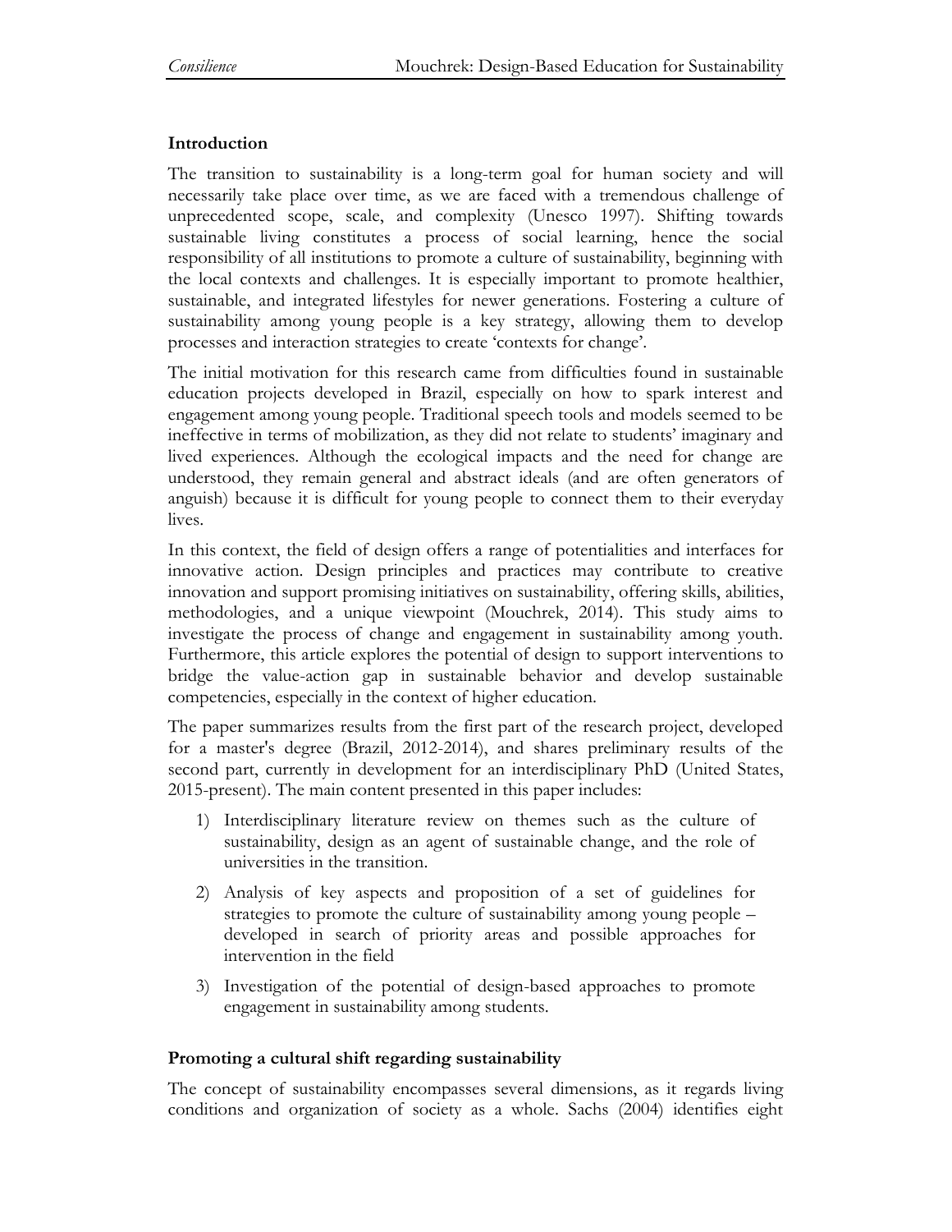## Introduction

The transition to sustainability is a long-term goal for human society and will necessarily take place over time, as we are faced with a tremendous challenge of unprecedented scope, scale, and complexity (Unesco 1997). Shifting towards sustainable living constitutes a process of social learning, hence the social responsibility of all institutions to promote a culture of sustainability, beginning with the local contexts and challenges. It is especially important to promote healthier, sustainable, and integrated lifestyles for newer generations. Fostering a culture of sustainability among young people is a key strategy, allowing them to develop processes and interaction strategies to create 'contexts for change'.

The initial motivation for this research came from difficulties found in sustainable education projects developed in Brazil, especially on how to spark interest and engagement among young people. Traditional speech tools and models seemed to be ineffective in terms of mobilization, as they did not relate to students' imaginary and lived experiences. Although the ecological impacts and the need for change are understood, they remain general and abstract ideals (and are often generators of anguish) because it is difficult for young people to connect them to their everyday lives.

In this context, the field of design offers a range of potentialities and interfaces for innovative action. Design principles and practices may contribute to creative innovation and support promising initiatives on sustainability, offering skills, abilities, methodologies, and a unique viewpoint (Mouchrek, 2014). This study aims to investigate the process of change and engagement in sustainability among youth. Furthermore, this article explores the potential of design to support interventions to bridge the value-action gap in sustainable behavior and develop sustainable competencies, especially in the context of higher education.

The paper summarizes results from the first part of the research project, developed for a master's degree (Brazil, 2012-2014), and shares preliminary results of the second part, currently in development for an interdisciplinary PhD (United States, 2015-present). The main content presented in this paper includes:

1) Interdisciplinary literature review on themes such as the culture of sustainability, design as an agent of sustainable change, and the role of universities in the transition.
2) Analysis of key aspects and proposition of a set of guidelines for strategies to promote the culture of sustainability among young people – developed in search of priority areas and possible approaches for intervention in the field
3) Investigation of the potential of design-based approaches to promote engagement in sustainability among students.

## Promoting a cultural shift regarding sustainability

The concept of sustainability encompasses several dimensions, as it regards living conditions and organization of society as a whole. Sachs (2004) identifies eight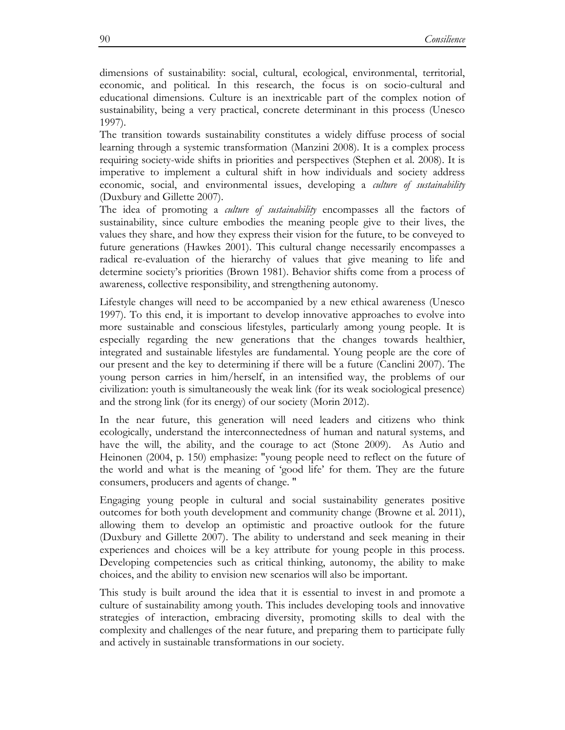dimensions of sustainability: social, cultural, ecological, environmental, territorial, economic, and political. In this research, the focus is on socio-cultural and educational dimensions. Culture is an inextricable part of the complex notion of sustainability, being a very practical, concrete determinant in this process (Unesco 1997).

The transition towards sustainability constitutes a widely diffuse process of social learning through a systemic transformation (Manzini 2008). It is a complex process requiring society-wide shifts in priorities and perspectives (Stephen et al. 2008). It is imperative to implement a cultural shift in how individuals and society address economic, social, and environmental issues, developing a *culture of sustainability* (Duxbury and Gillette 2007).

The idea of promoting a *culture of sustainability* encompasses all the factors of sustainability, since culture embodies the meaning people give to their lives, the values they share, and how they express their vision for the future, to be conveyed to future generations (Hawkes 2001). This cultural change necessarily encompasses a radical re-evaluation of the hierarchy of values that give meaning to life and determine society's priorities (Brown 1981). Behavior shifts come from a process of awareness, collective responsibility, and strengthening autonomy.

Lifestyle changes will need to be accompanied by a new ethical awareness (Unesco 1997). To this end, it is important to develop innovative approaches to evolve into more sustainable and conscious lifestyles, particularly among young people. It is especially regarding the new generations that the changes towards healthier, integrated and sustainable lifestyles are fundamental. Young people are the core of our present and the key to determining if there will be a future (Canclini 2007). The young person carries in him/herself, in an intensified way, the problems of our civilization: youth is simultaneously the weak link (for its weak sociological presence) and the strong link (for its energy) of our society (Morin 2012).

In the near future, this generation will need leaders and citizens who think ecologically, understand the interconnectedness of human and natural systems, and have the will, the ability, and the courage to act (Stone 2009). As Autio and Heinonen (2004, p. 150) emphasize: "young people need to reflect on the future of the world and what is the meaning of 'good life' for them. They are the future consumers, producers and agents of change. "

Engaging young people in cultural and social sustainability generates positive outcomes for both youth development and community change (Browne et al. 2011), allowing them to develop an optimistic and proactive outlook for the future (Duxbury and Gillette 2007). The ability to understand and seek meaning in their experiences and choices will be a key attribute for young people in this process. Developing competencies such as critical thinking, autonomy, the ability to make choices, and the ability to envision new scenarios will also be important.

This study is built around the idea that it is essential to invest in and promote a culture of sustainability among youth. This includes developing tools and innovative strategies of interaction, embracing diversity, promoting skills to deal with the complexity and challenges of the near future, and preparing them to participate fully and actively in sustainable transformations in our society.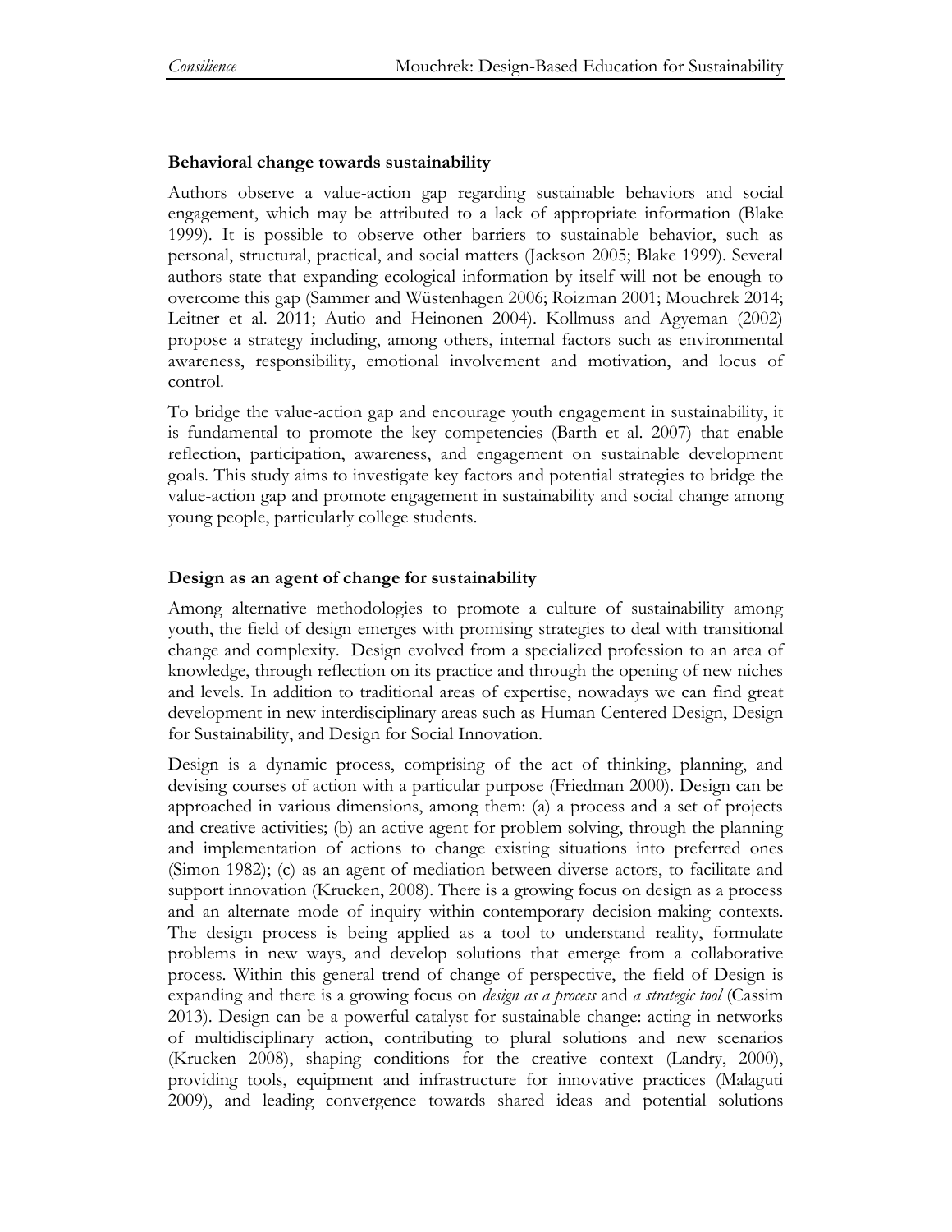## Behavioral change towards sustainability

Authors observe a value-action gap regarding sustainable behaviors and social engagement, which may be attributed to a lack of appropriate information (Blake 1999). It is possible to observe other barriers to sustainable behavior, such as personal, structural, practical, and social matters (Jackson 2005; Blake 1999). Several authors state that expanding ecological information by itself will not be enough to overcome this gap (Sammer and Wüstenhagen 2006; Roizman 2001; Mouchrek 2014; Leitner et al. 2011; Autio and Heinonen 2004). Kollmuss and Agyeman (2002) propose a strategy including, among others, internal factors such as environmental awareness, responsibility, emotional involvement and motivation, and locus of control.

To bridge the value-action gap and encourage youth engagement in sustainability, it is fundamental to promote the key competencies (Barth et al. 2007) that enable reflection, participation, awareness, and engagement on sustainable development goals. This study aims to investigate key factors and potential strategies to bridge the value-action gap and promote engagement in sustainability and social change among young people, particularly college students.

## Design as an agent of change for sustainability

Among alternative methodologies to promote a culture of sustainability among youth, the field of design emerges with promising strategies to deal with transitional change and complexity. Design evolved from a specialized profession to an area of knowledge, through reflection on its practice and through the opening of new niches and levels. In addition to traditional areas of expertise, nowadays we can find great development in new interdisciplinary areas such as Human Centered Design, Design for Sustainability, and Design for Social Innovation.

Design is a dynamic process, comprising of the act of thinking, planning, and devising courses of action with a particular purpose (Friedman 2000). Design can be approached in various dimensions, among them: (a) a process and a set of projects and creative activities; (b) an active agent for problem solving, through the planning and implementation of actions to change existing situations into preferred ones (Simon 1982); (c) as an agent of mediation between diverse actors, to facilitate and support innovation (Krucken, 2008). There is a growing focus on design as a process and an alternate mode of inquiry within contemporary decision-making contexts. The design process is being applied as a tool to understand reality, formulate problems in new ways, and develop solutions that emerge from a collaborative process. Within this general trend of change of perspective, the field of Design is expanding and there is a growing focus on *design as a process* and *a strategic tool* (Cassim 2013). Design can be a powerful catalyst for sustainable change: acting in networks of multidisciplinary action, contributing to plural solutions and new scenarios (Krucken 2008), shaping conditions for the creative context (Landry, 2000), providing tools, equipment and infrastructure for innovative practices (Malaguti 2009), and leading convergence towards shared ideas and potential solutions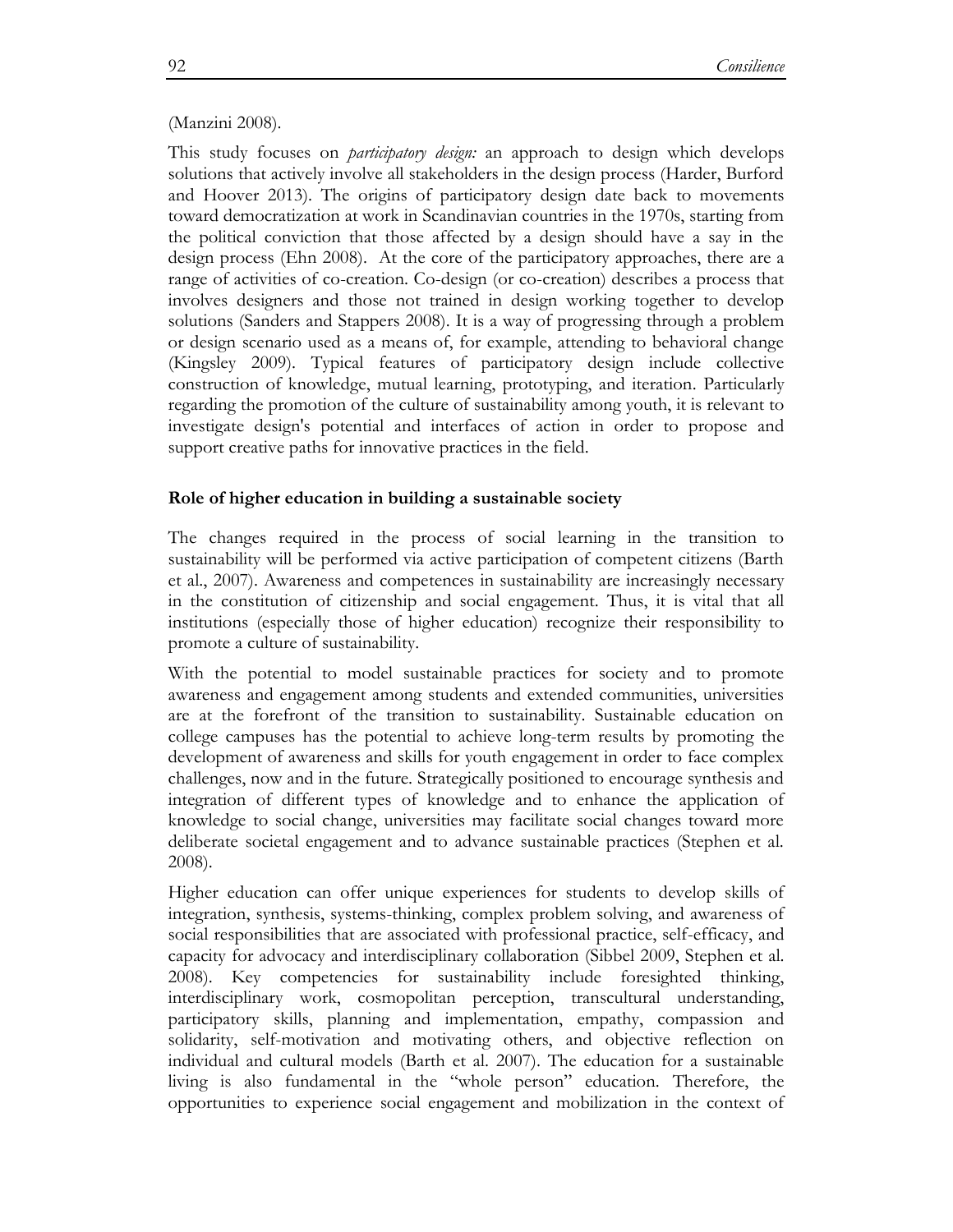(Manzini 2008).

This study focuses on *participatory design:* an approach to design which develops solutions that actively involve all stakeholders in the design process (Harder, Burford and Hoover 2013). The origins of participatory design date back to movements toward democratization at work in Scandinavian countries in the 1970s, starting from the political conviction that those affected by a design should have a say in the design process (Ehn 2008). At the core of the participatory approaches, there are a range of activities of co-creation. Co-design (or co-creation) describes a process that involves designers and those not trained in design working together to develop solutions (Sanders and Stappers 2008). It is a way of progressing through a problem or design scenario used as a means of, for example, attending to behavioral change (Kingsley 2009). Typical features of participatory design include collective construction of knowledge, mutual learning, prototyping, and iteration. Particularly regarding the promotion of the culture of sustainability among youth, it is relevant to investigate design's potential and interfaces of action in order to propose and support creative paths for innovative practices in the field.

**Role of higher education in building a sustainable society**

The changes required in the process of social learning in the transition to sustainability will be performed via active participation of competent citizens (Barth et al., 2007). Awareness and competences in sustainability are increasingly necessary in the constitution of citizenship and social engagement. Thus, it is vital that all institutions (especially those of higher education) recognize their responsibility to promote a culture of sustainability.

With the potential to model sustainable practices for society and to promote awareness and engagement among students and extended communities, universities are at the forefront of the transition to sustainability. Sustainable education on college campuses has the potential to achieve long-term results by promoting the development of awareness and skills for youth engagement in order to face complex challenges, now and in the future. Strategically positioned to encourage synthesis and integration of different types of knowledge and to enhance the application of knowledge to social change, universities may facilitate social changes toward more deliberate societal engagement and to advance sustainable practices (Stephen et al. 2008).

Higher education can offer unique experiences for students to develop skills of integration, synthesis, systems-thinking, complex problem solving, and awareness of social responsibilities that are associated with professional practice, self-efficacy, and capacity for advocacy and interdisciplinary collaboration (Sibbel 2009, Stephen et al. 2008). Key competencies for sustainability include foresighted thinking, interdisciplinary work, cosmopolitan perception, transcultural understanding, participatory skills, planning and implementation, empathy, compassion and solidarity, self-motivation and motivating others, and objective reflection on individual and cultural models (Barth et al. 2007). The education for a sustainable living is also fundamental in the "whole person" education. Therefore, the opportunities to experience social engagement and mobilization in the context of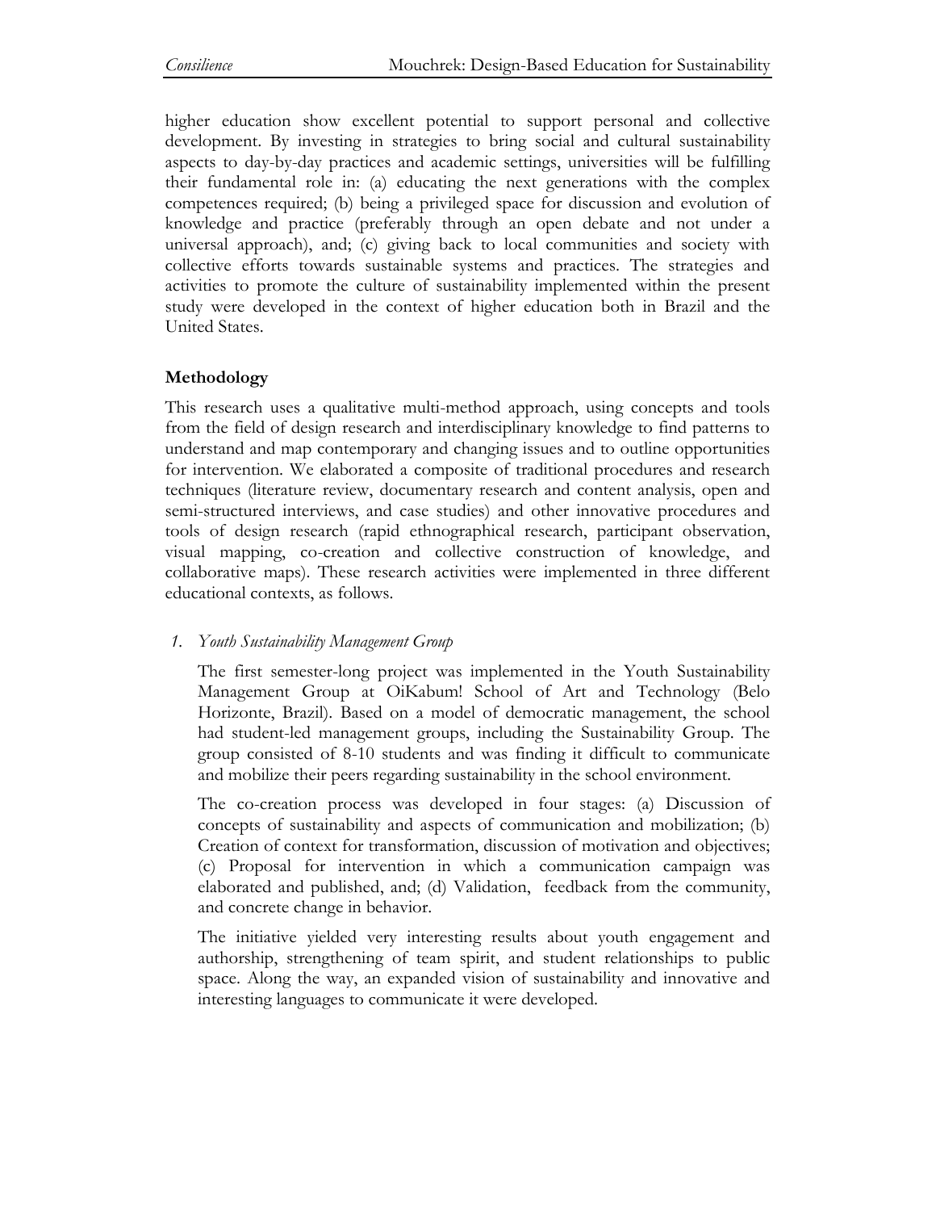higher education show excellent potential to support personal and collective development. By investing in strategies to bring social and cultural sustainability aspects to day-by-day practices and academic settings, universities will be fulfilling their fundamental role in: (a) educating the next generations with the complex competences required; (b) being a privileged space for discussion and evolution of knowledge and practice (preferably through an open debate and not under a universal approach), and; (c) giving back to local communities and society with collective efforts towards sustainable systems and practices. The strategies and activities to promote the culture of sustainability implemented within the present study were developed in the context of higher education both in Brazil and the United States.

## Methodology

This research uses a qualitative multi-method approach, using concepts and tools from the field of design research and interdisciplinary knowledge to find patterns to understand and map contemporary and changing issues and to outline opportunities for intervention. We elaborated a composite of traditional procedures and research techniques (literature review, documentary research and content analysis, open and semi-structured interviews, and case studies) and other innovative procedures and tools of design research (rapid ethnographical research, participant observation, visual mapping, co-creation and collective construction of knowledge, and collaborative maps). These research activities were implemented in three different educational contexts, as follows.

1. *Youth Sustainability Management Group*

   The first semester-long project was implemented in the Youth Sustainability Management Group at OiKabum! School of Art and Technology (Belo Horizonte, Brazil). Based on a model of democratic management, the school had student-led management groups, including the Sustainability Group. The group consisted of 8-10 students and was finding it difficult to communicate and mobilize their peers regarding sustainability in the school environment.

   The co-creation process was developed in four stages: (a) Discussion of concepts of sustainability and aspects of communication and mobilization; (b) Creation of context for transformation, discussion of motivation and objectives; (c) Proposal for intervention in which a communication campaign was elaborated and published, and; (d) Validation, feedback from the community, and concrete change in behavior.

   The initiative yielded very interesting results about youth engagement and authorship, strengthening of team spirit, and student relationships to public space. Along the way, an expanded vision of sustainability and innovative and interesting languages to communicate it were developed.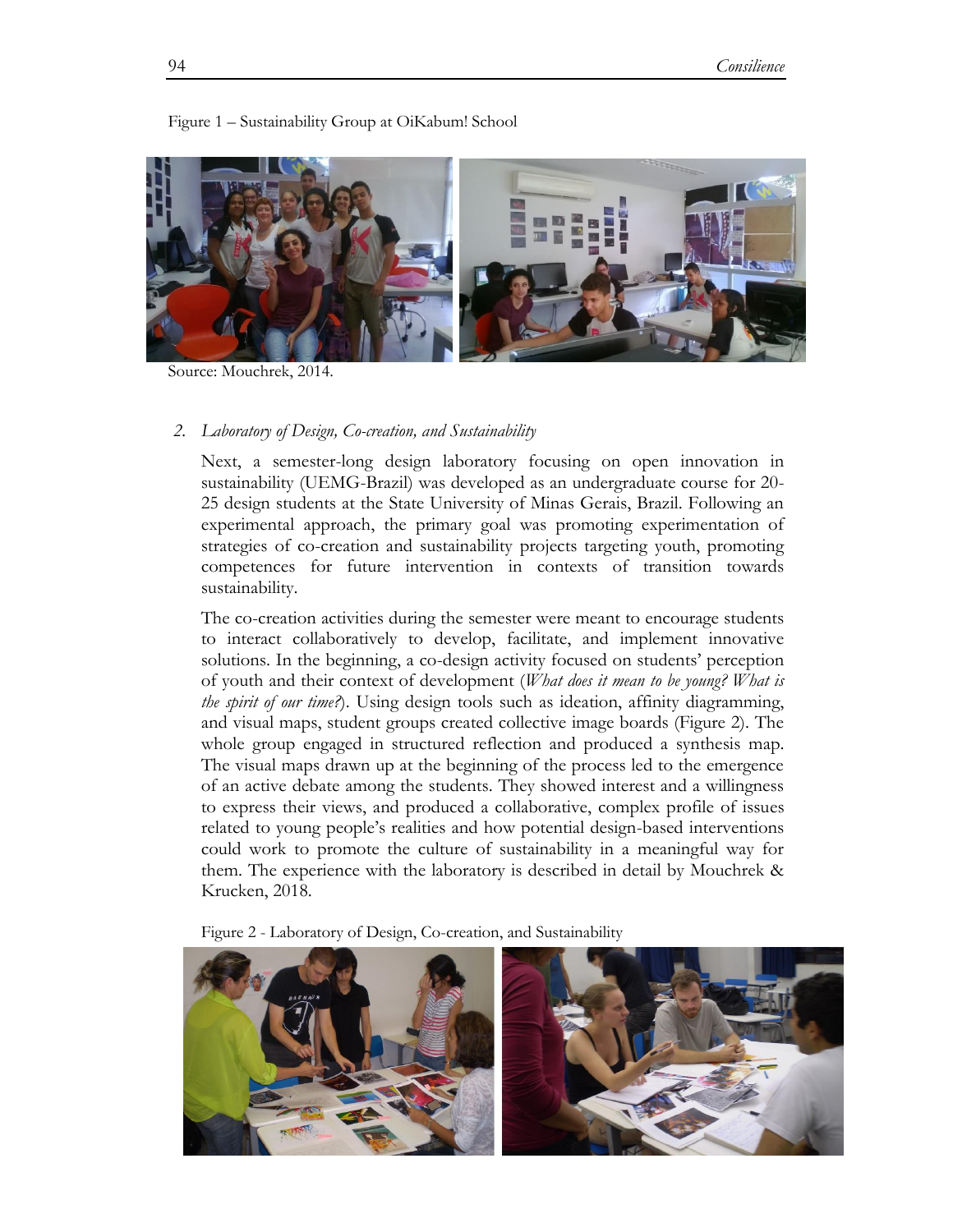Figure 1 – Sustainability Group at OiKabum! School

Source: Mouchrek, 2014.

2. *Laboratory of Design, Co-creation, and Sustainability*

Next, a semester-long design laboratory focusing on open innovation in sustainability (UEMG-Brazil) was developed as an undergraduate course for 20-25 design students at the State University of Minas Gerais, Brazil. Following an experimental approach, the primary goal was promoting experimentation of strategies of co-creation and sustainability projects targeting youth, promoting competences for future intervention in contexts of transition towards sustainability.

The co-creation activities during the semester were meant to encourage students to interact collaboratively to develop, facilitate, and implement innovative solutions. In the beginning, a co-design activity focused on students' perception of youth and their context of development (*What does it mean to be young? What is the spirit of our time?*). Using design tools such as ideation, affinity diagramming, and visual maps, student groups created collective image boards (Figure 2). The whole group engaged in structured reflection and produced a synthesis map. The visual maps drawn up at the beginning of the process led to the emergence of an active debate among the students. They showed interest and a willingness to express their views, and produced a collaborative, complex profile of issues related to young people's realities and how potential design-based interventions could work to promote the culture of sustainability in a meaningful way for them. The experience with the laboratory is described in detail by Mouchrek & Krucken, 2018.

Figure 2 - Laboratory of Design, Co-creation, and Sustainability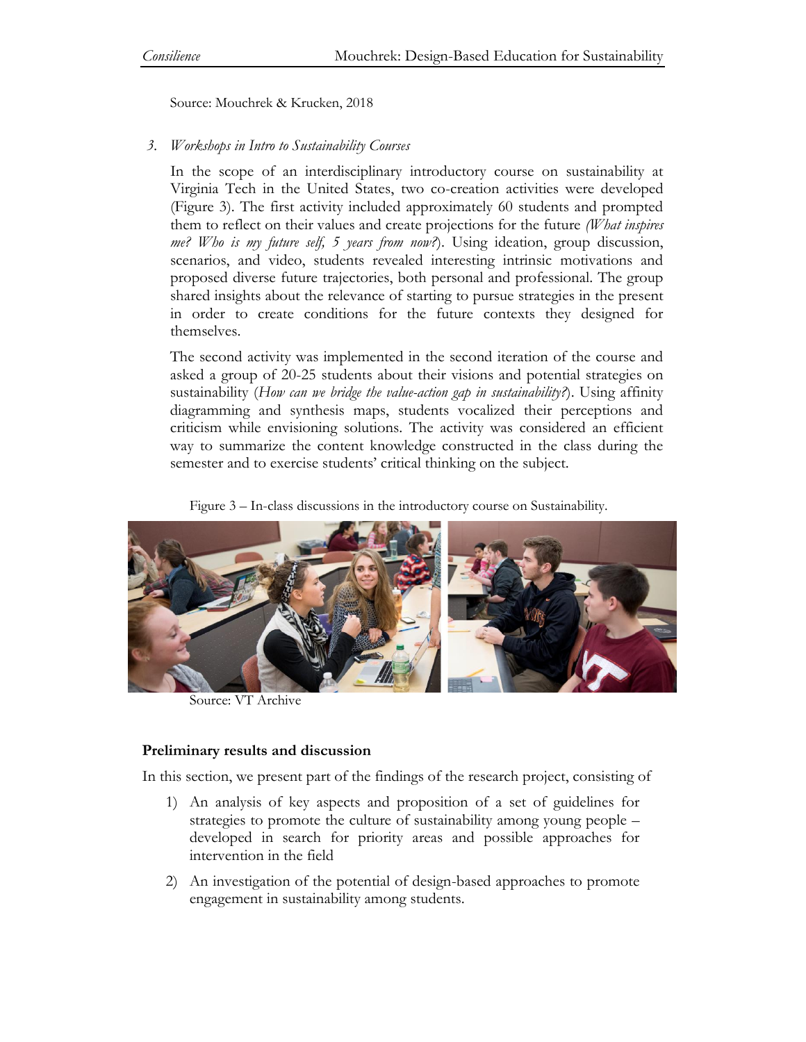Source: Mouchrek & Krucken, 2018

3. *Workshops in Intro to Sustainability Courses*

In the scope of an interdisciplinary introductory course on sustainability at Virginia Tech in the United States, two co-creation activities were developed (Figure 3). The first activity included approximately 60 students and prompted them to reflect on their values and create projections for the future *(What inspires me? Who is my future self, 5 years from now?*). Using ideation, group discussion, scenarios, and video, students revealed interesting intrinsic motivations and proposed diverse future trajectories, both personal and professional. The group shared insights about the relevance of starting to pursue strategies in the present in order to create conditions for the future contexts they designed for themselves.

The second activity was implemented in the second iteration of the course and asked a group of 20-25 students about their visions and potential strategies on sustainability (*How can we bridge the value-action gap in sustainability?*). Using affinity diagramming and synthesis maps, students vocalized their perceptions and criticism while envisioning solutions. The activity was considered an efficient way to summarize the content knowledge constructed in the class during the semester and to exercise students' critical thinking on the subject.

Figure 3 – In-class discussions in the introductory course on Sustainability.

Source: VT Archive

**Preliminary results and discussion**

In this section, we present part of the findings of the research project, consisting of

1) An analysis of key aspects and proposition of a set of guidelines for strategies to promote the culture of sustainability among young people – developed in search for priority areas and possible approaches for intervention in the field
2) An investigation of the potential of design-based approaches to promote engagement in sustainability among students.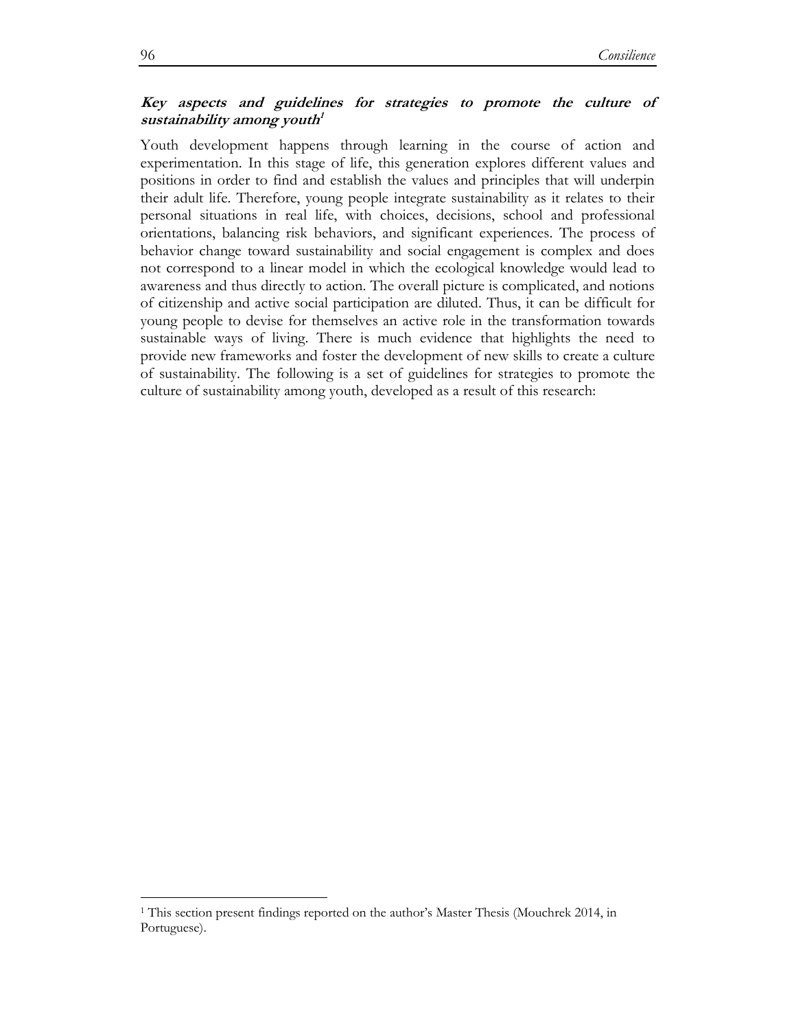### ***Key aspects and guidelines for strategies to promote the culture of sustainability among youth***[1]

Youth development happens through learning in the course of action and experimentation. In this stage of life, this generation explores different values and positions in order to find and establish the values and principles that will underpin their adult life. Therefore, young people integrate sustainability as it relates to their personal situations in real life, with choices, decisions, school and professional orientations, balancing risk behaviors, and significant experiences. The process of behavior change toward sustainability and social engagement is complex and does not correspond to a linear model in which the ecological knowledge would lead to awareness and thus directly to action. The overall picture is complicated, and notions of citizenship and active social participation are diluted. Thus, it can be difficult for young people to devise for themselves an active role in the transformation towards sustainable ways of living. There is much evidence that highlights the need to provide new frameworks and foster the development of new skills to create a culture of sustainability. The following is a set of guidelines for strategies to promote the culture of sustainability among youth, developed as a result of this research:

---

[1] This section present findings reported on the author's Master Thesis (Mouchrek 2014, in Portuguese).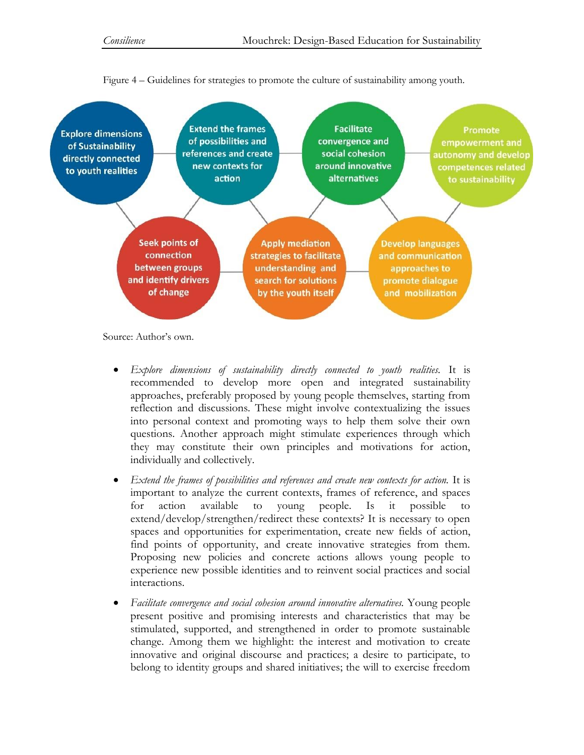Figure 4 – Guidelines for strategies to promote the culture of sustainability among youth.

Explore dimensions of Sustainability directly connected to youth realities

Extend the frames of possibilities and references and create new contexts for action

Facilitate convergence and social cohesion around innovative alternatives

Promote empowerment and autonomy and develop competences related to sustainability

Seek points of connection between groups and identify drivers of change

Apply mediation strategies to facilitate understanding and search for solutions by the youth itself

Develop languages and communication approaches to promote dialogue and mobilization

Source: Author's own.

- *Explore dimensions of sustainability directly connected to youth realities.* It is recommended to develop more open and integrated sustainability approaches, preferably proposed by young people themselves, starting from reflection and discussions. These might involve contextualizing the issues into personal context and promoting ways to help them solve their own questions. Another approach might stimulate experiences through which they may constitute their own principles and motivations for action, individually and collectively.
- *Extend the frames of possibilities and references and create new contexts for action.* It is important to analyze the current contexts, frames of reference, and spaces for action available to young people. Is it possible to extend/develop/strengthen/redirect these contexts? It is necessary to open spaces and opportunities for experimentation, create new fields of action, find points of opportunity, and create innovative strategies from them. Proposing new policies and concrete actions allows young people to experience new possible identities and to reinvent social practices and social interactions.
- *Facilitate convergence and social cohesion around innovative alternatives.* Young people present positive and promising interests and characteristics that may be stimulated, supported, and strengthened in order to promote sustainable change. Among them we highlight: the interest and motivation to create innovative and original discourse and practices; a desire to participate, to belong to identity groups and shared initiatives; the will to exercise freedom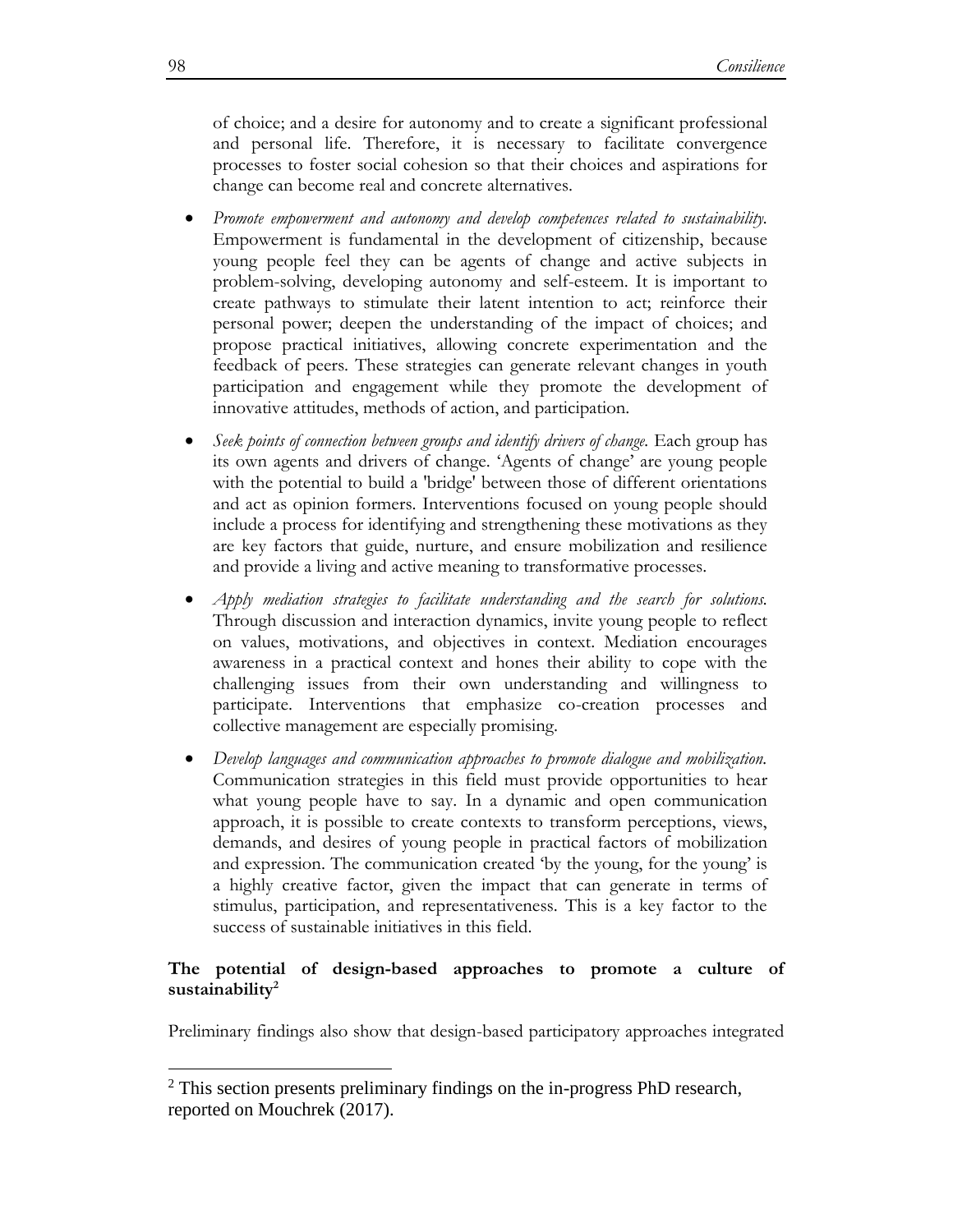of choice; and a desire for autonomy and to create a significant professional and personal life. Therefore, it is necessary to facilitate convergence processes to foster social cohesion so that their choices and aspirations for change can become real and concrete alternatives.

- *Promote empowerment and autonomy and develop competences related to sustainability.* Empowerment is fundamental in the development of citizenship, because young people feel they can be agents of change and active subjects in problem-solving, developing autonomy and self-esteem. It is important to create pathways to stimulate their latent intention to act; reinforce their personal power; deepen the understanding of the impact of choices; and propose practical initiatives, allowing concrete experimentation and the feedback of peers. These strategies can generate relevant changes in youth participation and engagement while they promote the development of innovative attitudes, methods of action, and participation.
- *Seek points of connection between groups and identify drivers of change.* Each group has its own agents and drivers of change. 'Agents of change' are young people with the potential to build a 'bridge' between those of different orientations and act as opinion formers. Interventions focused on young people should include a process for identifying and strengthening these motivations as they are key factors that guide, nurture, and ensure mobilization and resilience and provide a living and active meaning to transformative processes.
- *Apply mediation strategies to facilitate understanding and the search for solutions.* Through discussion and interaction dynamics, invite young people to reflect on values, motivations, and objectives in context. Mediation encourages awareness in a practical context and hones their ability to cope with the challenging issues from their own understanding and willingness to participate. Interventions that emphasize co-creation processes and collective management are especially promising.
- *Develop languages and communication approaches to promote dialogue and mobilization.* Communication strategies in this field must provide opportunities to hear what young people have to say. In a dynamic and open communication approach, it is possible to create contexts to transform perceptions, views, demands, and desires of young people in practical factors of mobilization and expression. The communication created 'by the young, for the young' is a highly creative factor, given the impact that can generate in terms of stimulus, participation, and representativeness. This is a key factor to the success of sustainable initiatives in this field.

**The potential of design-based approaches to promote a culture of sustainability**[2]

Preliminary findings also show that design-based participatory approaches integrated

[2] This section presents preliminary findings on the in-progress PhD research, reported on Mouchrek (2017).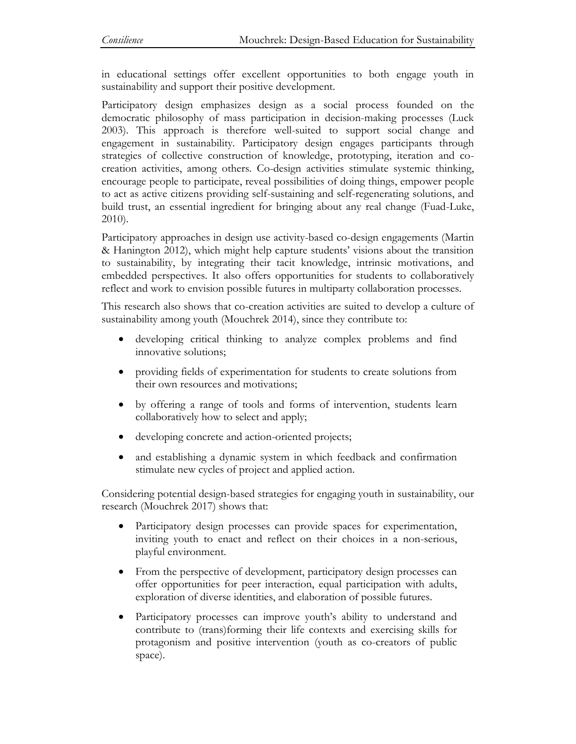in educational settings offer excellent opportunities to both engage youth in sustainability and support their positive development.

Participatory design emphasizes design as a social process founded on the democratic philosophy of mass participation in decision-making processes (Luck 2003). This approach is therefore well-suited to support social change and engagement in sustainability. Participatory design engages participants through strategies of collective construction of knowledge, prototyping, iteration and co-creation activities, among others. Co-design activities stimulate systemic thinking, encourage people to participate, reveal possibilities of doing things, empower people to act as active citizens providing self-sustaining and self-regenerating solutions, and build trust, an essential ingredient for bringing about any real change (Fuad-Luke, 2010).

Participatory approaches in design use activity-based co-design engagements (Martin & Hanington 2012), which might help capture students' visions about the transition to sustainability, by integrating their tacit knowledge, intrinsic motivations, and embedded perspectives. It also offers opportunities for students to collaboratively reflect and work to envision possible futures in multiparty collaboration processes.

This research also shows that co-creation activities are suited to develop a culture of sustainability among youth (Mouchrek 2014), since they contribute to:

- developing critical thinking to analyze complex problems and find innovative solutions;
- providing fields of experimentation for students to create solutions from their own resources and motivations;
- by offering a range of tools and forms of intervention, students learn collaboratively how to select and apply;
- developing concrete and action-oriented projects;
- and establishing a dynamic system in which feedback and confirmation stimulate new cycles of project and applied action.

Considering potential design-based strategies for engaging youth in sustainability, our research (Mouchrek 2017) shows that:

- Participatory design processes can provide spaces for experimentation, inviting youth to enact and reflect on their choices in a non-serious, playful environment.
- From the perspective of development, participatory design processes can offer opportunities for peer interaction, equal participation with adults, exploration of diverse identities, and elaboration of possible futures.
- Participatory processes can improve youth's ability to understand and contribute to (trans)forming their life contexts and exercising skills for protagonism and positive intervention (youth as co-creators of public space).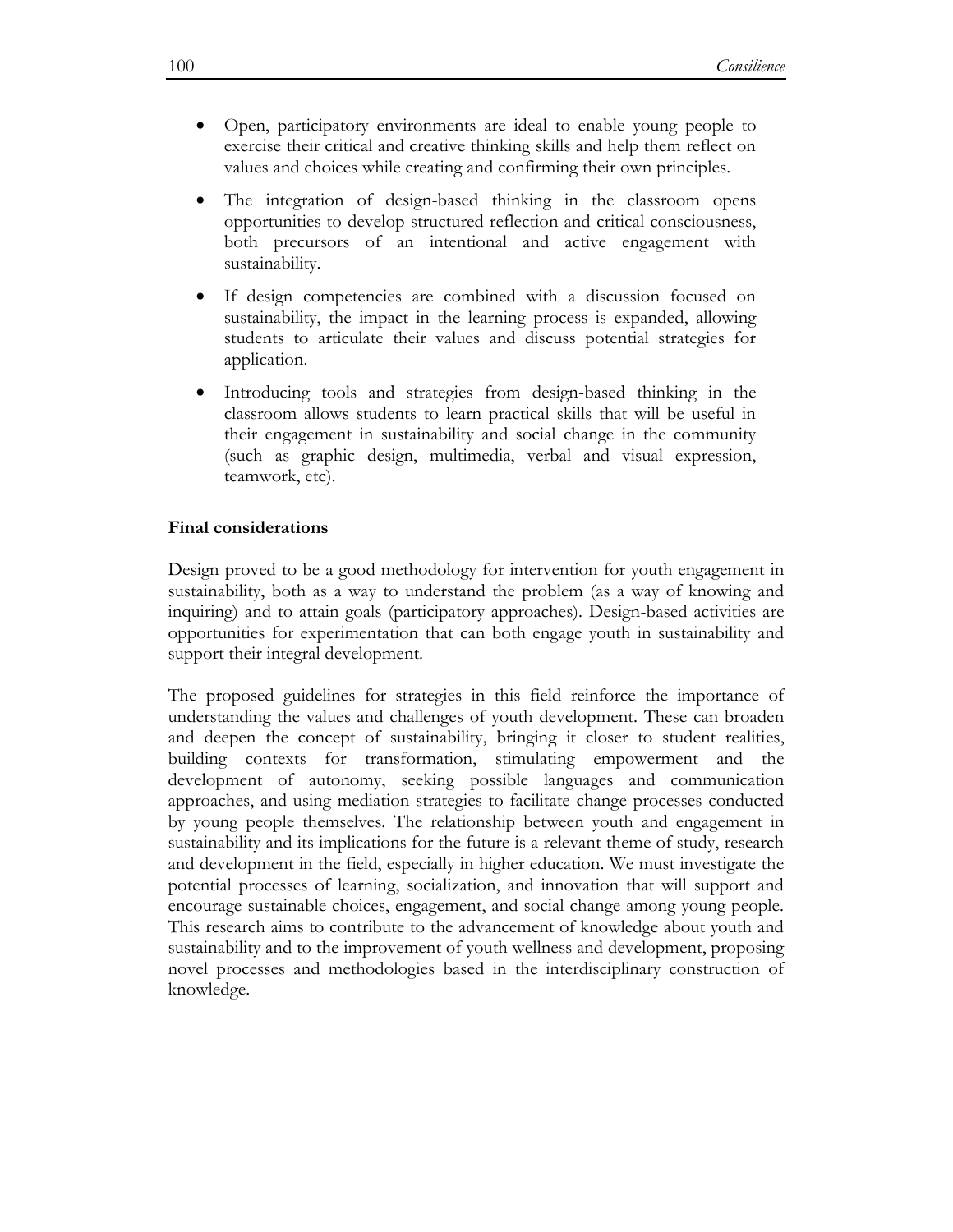- Open, participatory environments are ideal to enable young people to exercise their critical and creative thinking skills and help them reflect on values and choices while creating and confirming their own principles.
- The integration of design-based thinking in the classroom opens opportunities to develop structured reflection and critical consciousness, both precursors of an intentional and active engagement with sustainability.
- If design competencies are combined with a discussion focused on sustainability, the impact in the learning process is expanded, allowing students to articulate their values and discuss potential strategies for application.
- Introducing tools and strategies from design-based thinking in the classroom allows students to learn practical skills that will be useful in their engagement in sustainability and social change in the community (such as graphic design, multimedia, verbal and visual expression, teamwork, etc).

**Final considerations**

Design proved to be a good methodology for intervention for youth engagement in sustainability, both as a way to understand the problem (as a way of knowing and inquiring) and to attain goals (participatory approaches). Design-based activities are opportunities for experimentation that can both engage youth in sustainability and support their integral development.

The proposed guidelines for strategies in this field reinforce the importance of understanding the values and challenges of youth development. These can broaden and deepen the concept of sustainability, bringing it closer to student realities, building contexts for transformation, stimulating empowerment and the development of autonomy, seeking possible languages and communication approaches, and using mediation strategies to facilitate change processes conducted by young people themselves. The relationship between youth and engagement in sustainability and its implications for the future is a relevant theme of study, research and development in the field, especially in higher education. We must investigate the potential processes of learning, socialization, and innovation that will support and encourage sustainable choices, engagement, and social change among young people. This research aims to contribute to the advancement of knowledge about youth and sustainability and to the improvement of youth wellness and development, proposing novel processes and methodologies based in the interdisciplinary construction of knowledge.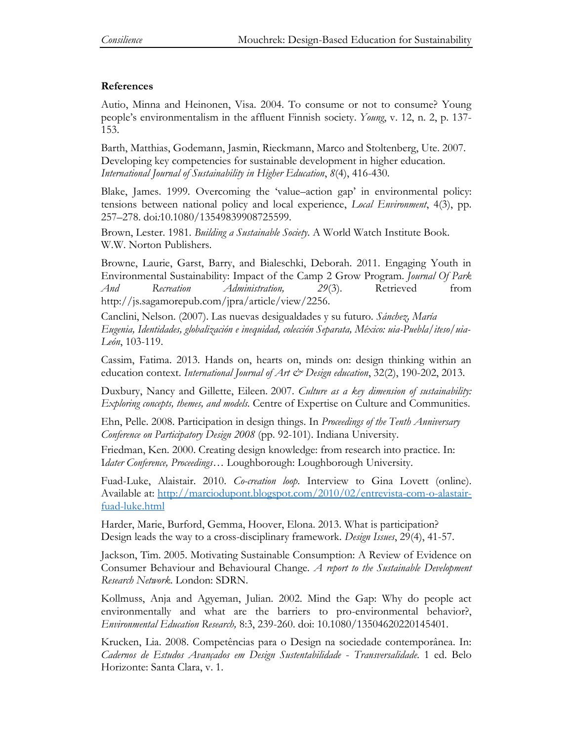**References**

Autio, Minna and Heinonen, Visa. 2004. To consume or not to consume? Young people's environmentalism in the affluent Finnish society. *Young*, v. 12, n. 2, p. 137-153.

Barth, Matthias, Godemann, Jasmin, Rieckmann, Marco and Stoltenberg, Ute. 2007. Developing key competencies for sustainable development in higher education. *International Journal of Sustainability in Higher Education*, *8*(4), 416-430.

Blake, James. 1999. Overcoming the 'value–action gap' in environmental policy: tensions between national policy and local experience, *Local Environment*, 4(3), pp. 257–278. doi:10.1080/13549839908725599.

Brown, Lester. 1981. *Building a Sustainable Society*. A World Watch Institute Book. W.W. Norton Publishers.

Browne, Laurie, Garst, Barry, and Bialeschki, Deborah. 2011. Engaging Youth in Environmental Sustainability: Impact of the Camp 2 Grow Program. *Journal Of Park And Recreation Administration, 29*(3). Retrieved from http://js.sagamorepub.com/jpra/article/view/2256.

Canclini, Nelson. (2007). Las nuevas desigualdades y su futuro. *Sánchez, María Eugenia, Identidades, globalización e inequidad, colección Separata, México: uia-Puebla/iteso/uia-León*, 103-119.

Cassim, Fatima. 2013. Hands on, hearts on, minds on: design thinking within an education context. *International Journal of Art & Design education*, 32(2), 190-202, 2013.

Duxbury, Nancy and Gillette, Eileen. 2007. *Culture as a key dimension of sustainability: Exploring concepts, themes, and models.* Centre of Expertise on Culture and Communities.

Ehn, Pelle. 2008. Participation in design things. In *Proceedings of the Tenth Anniversary Conference on Participatory Design 2008* (pp. 92-101). Indiana University.

Friedman, Ken. 2000. Creating design knowledge: from research into practice. In: I*dater Conference, Proceedings*… Loughborough: Loughborough University.

Fuad-Luke, Alaistair. 2010. *Co-creation loop*. Interview to Gina Lovett (online). Available at: [http://marciodupont.blogspot.com/2010/02/entrevista-com-o-alastair-fuad-luke.html](http://marciodupont.blogspot.com/2010/02/entrevista-com-o-alastair-fuad-luke.html)

Harder, Marie, Burford, Gemma, Hoover, Elona. 2013. What is participation? Design leads the way to a cross-disciplinary framework. *Design Issues*, 29(4), 41-57.

Jackson, Tim. 2005. Motivating Sustainable Consumption: A Review of Evidence on Consumer Behaviour and Behavioural Change. *A report to the Sustainable Development Research Network*. London: SDRN.

Kollmuss, Anja and Agyeman, Julian. 2002. Mind the Gap: Why do people act environmentally and what are the barriers to pro-environmental behavior?, *Environmental Education Research,* 8:3, 239-260. doi: 10.1080/13504620220145401.

Krucken, Lia. 2008. Competências para o Design na sociedade contemporânea. In: *Cadernos de Estudos Avançados em Design Sustentabilidade - Transversalidade*. 1 ed. Belo Horizonte: Santa Clara, v. 1.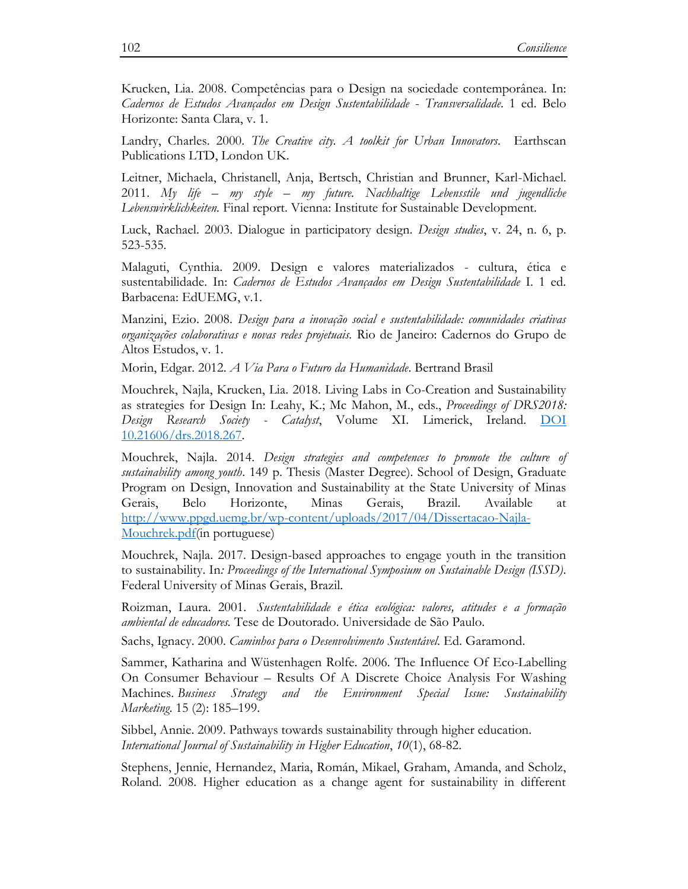Krucken, Lia. 2008. Competências para o Design na sociedade contemporânea. In: *Cadernos de Estudos Avançados em Design Sustentabilidade - Transversalidade.* 1 ed. Belo Horizonte: Santa Clara, v. 1.

Landry, Charles. 2000. *The Creative city. A toolkit for Urban Innovators.* Earthscan Publications LTD, London UK.

Leitner, Michaela, Christanell, Anja, Bertsch, Christian and Brunner, Karl-Michael. 2011. *My life – my style – my future. Nachhaltige Lebensstile und jugendliche Lebenswirklichkeiten.* Final report. Vienna: Institute for Sustainable Development.

Luck, Rachael. 2003. Dialogue in participatory design. *Design studies*, v. 24, n. 6, p. 523-535.

Malaguti, Cynthia. 2009. Design e valores materializados - cultura, ética e sustentabilidade. In: *Cadernos de Estudos Avançados em Design Sustentabilidade* I. 1 ed. Barbacena: EdUEMG, v.1.

Manzini, Ezio. 2008. *Design para a inovação social e sustentabilidade: comunidades criativas organizações colaborativas e novas redes projetuais.* Rio de Janeiro: Cadernos do Grupo de Altos Estudos, v. 1.

Morin, Edgar. 2012. *A Via Para o Futuro da Humanidade*. Bertrand Brasil

Mouchrek, Najla, Krucken, Lia. 2018. Living Labs in Co-Creation and Sustainability as strategies for Design In: Leahy, K.; Mc Mahon, M., eds., *Proceedings of DRS2018: Design Research Society - Catalyst*, Volume XI. Limerick, Ireland. DOI 10.21606/drs.2018.267.

Mouchrek, Najla. 2014. *Design strategies and competences to promote the culture of sustainability among youth*. 149 p. Thesis (Master Degree). School of Design, Graduate Program on Design, Innovation and Sustainability at the State University of Minas Gerais, Belo Horizonte, Minas Gerais, Brazil. Available at http://www.ppgd.uemg.br/wp-content/uploads/2017/04/Dissertacao-Najla-Mouchrek.pdf(in portuguese)

Mouchrek, Najla. 2017. Design-based approaches to engage youth in the transition to sustainability. In*: Proceedings of the International Symposium on Sustainable Design (ISSD).* Federal University of Minas Gerais, Brazil.

Roizman, Laura. 2001. *Sustentabilidade e ética ecológica: valores, atitudes e a formação ambiental de educadores.* Tese de Doutorado. Universidade de São Paulo.

Sachs, Ignacy. 2000. *Caminhos para o Desenvolvimento Sustentável*. Ed. Garamond.

Sammer, Katharina and Wüstenhagen Rolfe. 2006. The Influence Of Eco-Labelling On Consumer Behaviour – Results Of A Discrete Choice Analysis For Washing Machines. *Business Strategy and the Environment Special Issue: Sustainability Marketing.* 15 (2): 185–199.

Sibbel, Annie. 2009. Pathways towards sustainability through higher education. *International Journal of Sustainability in Higher Education*, *10*(1), 68-82.

Stephens, Jennie, Hernandez, Maria, Román, Mikael, Graham, Amanda, and Scholz, Roland. 2008. Higher education as a change agent for sustainability in different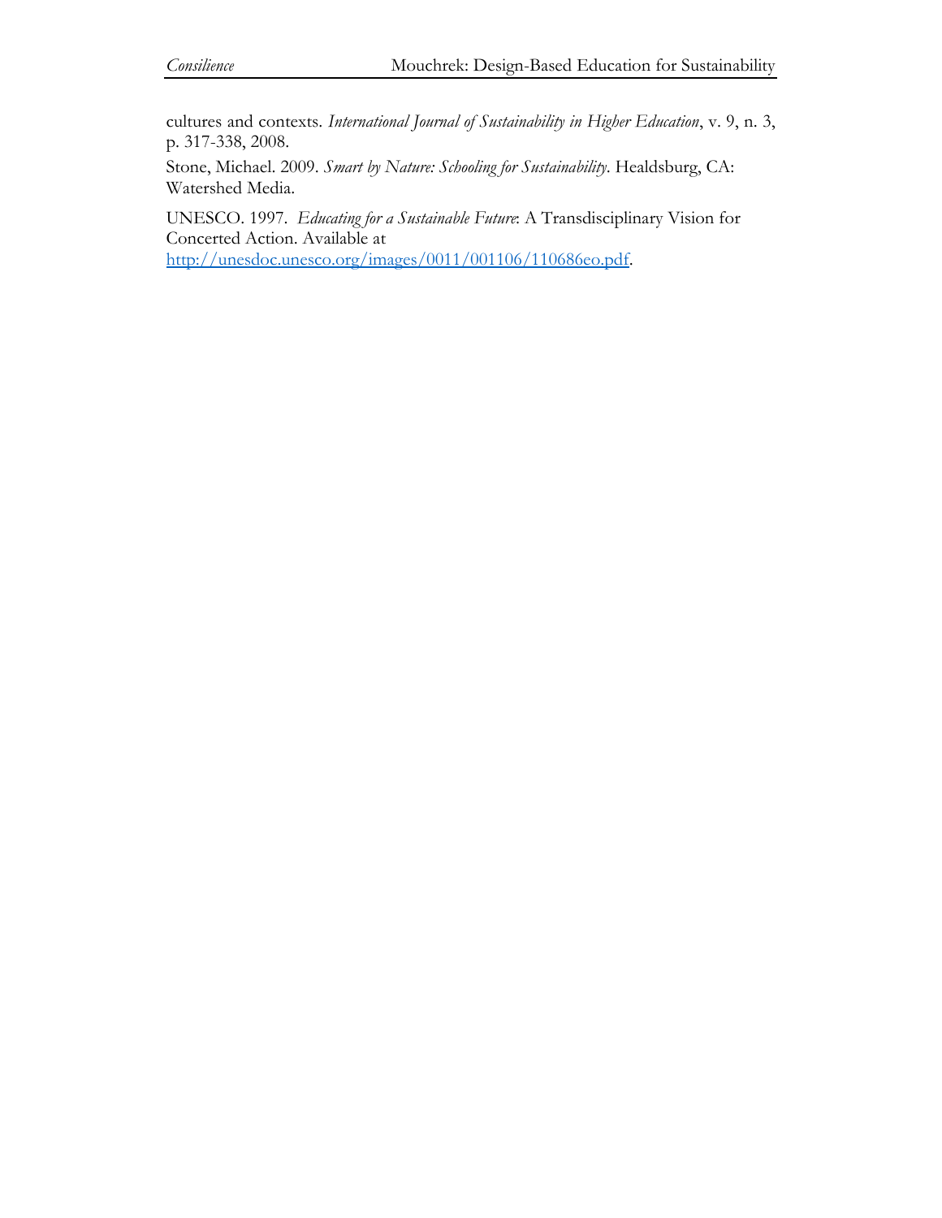cultures and contexts. *International Journal of Sustainability in Higher Education*, v. 9, n. 3, p. 317-338, 2008.

Stone, Michael. 2009. *Smart by Nature: Schooling for Sustainability*. Healdsburg, CA: Watershed Media.

UNESCO. 1997. *Educating for a Sustainable Future*: A Transdisciplinary Vision for Concerted Action. Available at http://unesdoc.unesco.org/images/0011/001106/110686eo.pdf.